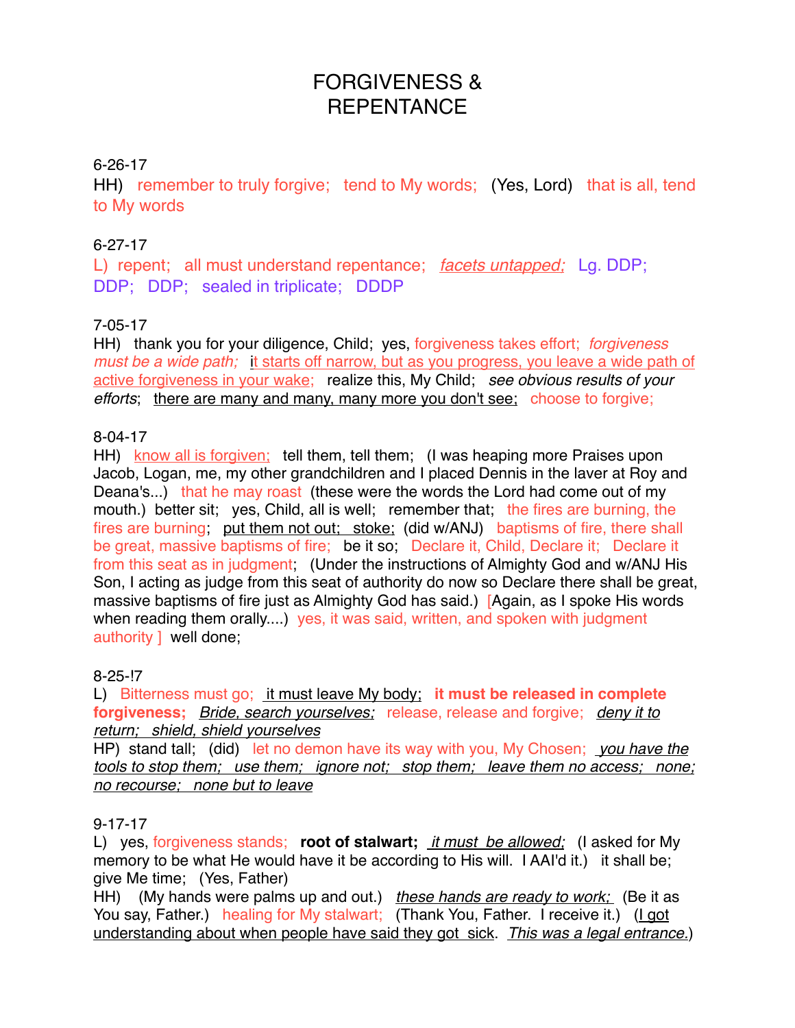# FORGIVENESS & REPENTANCE

6-26-17

HH) remember to truly forgive; tend to My words; (Yes, Lord) that is all, tend to My words

6-27-17

L) repent; all must understand repentance; *facets untapped;* Lg. DDP; DDP; DDP; sealed in triplicate; DDDP

7-05-17

HH) thank you for your diligence, Child; yes, forgiveness takes effort; *forgiveness must be a wide path;* it starts off narrow, but as you progress, you leave a wide path of active forgiveness in your wake; realize this, My Child; *see obvious results of your efforts*; there are many and many, many more you don't see; choose to forgive;

8-04-17

HH) know all is forgiven; tell them, tell them; (I was heaping more Praises upon Jacob, Logan, me, my other grandchildren and I placed Dennis in the laver at Roy and Deana's...) that he may roast (these were the words the Lord had come out of my mouth.) better sit; yes, Child, all is well; remember that; the fires are burning, the fires are burning; put them not out; stoke; (did w/ANJ) baptisms of fire, there shall be great, massive baptisms of fire; be it so; Declare it, Child, Declare it; Declare it from this seat as in judgment; (Under the instructions of Almighty God and w/ANJ His Son, I acting as judge from this seat of authority do now so Declare there shall be great, massive baptisms of fire just as Almighty God has said.) [Again, as I spoke His words when reading them orally....) yes, it was said, written, and spoken with judgment authority ] well done;

8-25-!7

L) Bitterness must go; it must leave My body; **it must be released in complete forgiveness;** *Bride, search yourselves;* release, release and forgive; *deny it to return; shield, shield yourselves*

HP) stand tall; (did) let no demon have its way with you, My Chosen; *you have the tools to stop them; use them; ignore not; stop them; leave them no access; none; no recourse; none but to leave*

9-17-17

L) yes, forgiveness stands; **root of stalwart;** *it must be allowed;* (I asked for My memory to be what He would have it be according to His will. I AAI'd it.) it shall be; give Me time; (Yes, Father)

HH) (My hands were palms up and out.) *these hands are ready to work;* (Be it as You say, Father.) healing for My stalwart; (Thank You, Father. I receive it.) (I got understanding about when people have said they got sick. *This was a legal entrance.*)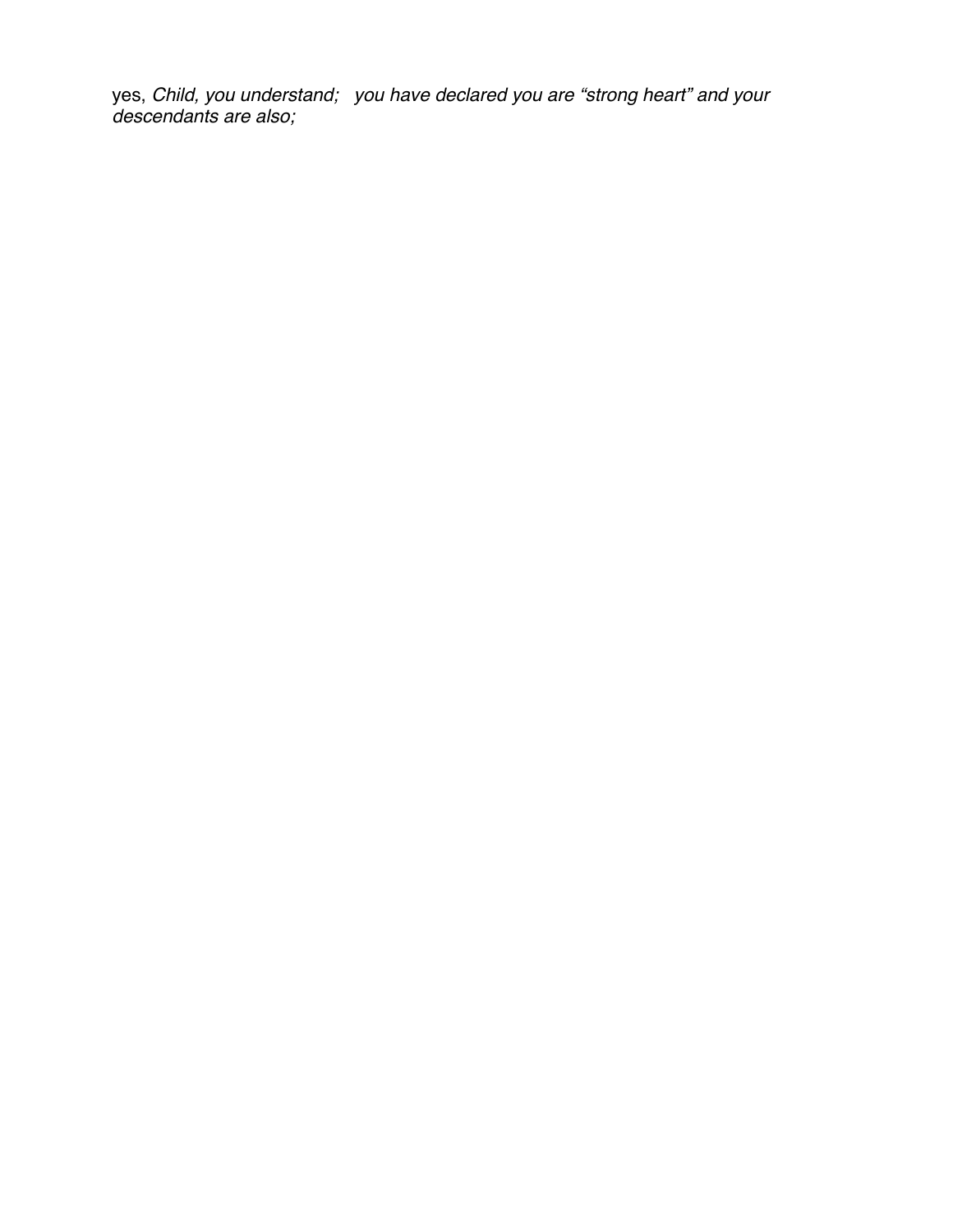yes, *Child, you understand;   you have declared you are “strong heart” and your descendants are also;*